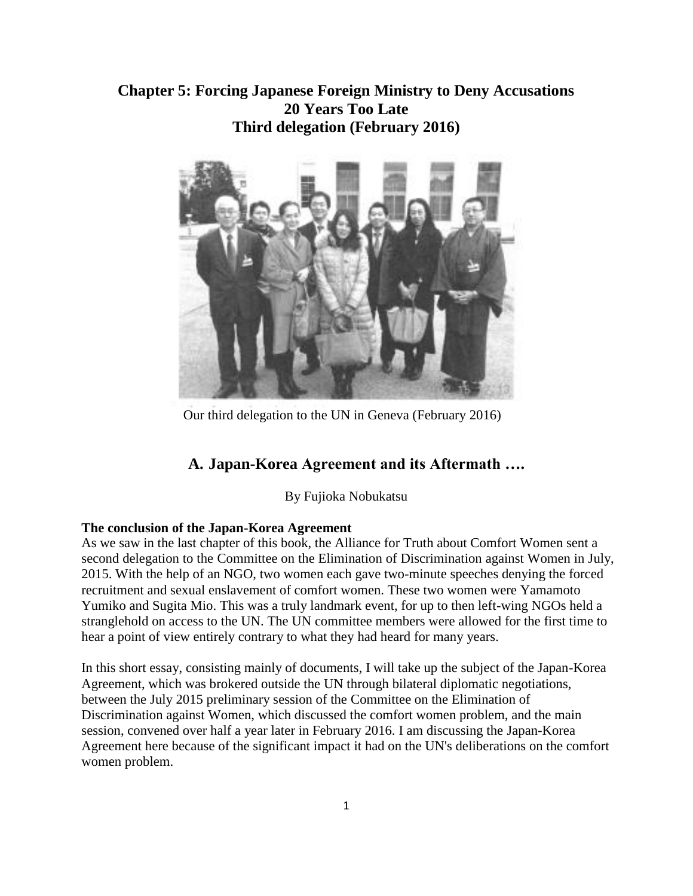# Chapter 5: Forcing Japanese Foreign Ministry to Deny Accusations 20 Years Too Late Third delegation (February 2016)

Our third delegation to the UN in Geneva (February 2016)

## A. Japan-Korea Agreement and its Aftermath ….

By Fujioka Nobukatsu

**The conclusion of the Japan-Korea Agreement**

As we saw in the last chapter of this book, the Alliance for Truth about Comfort Women sent a second delegation to the Committee on the Elimination of Discrimination against Women in July, 2015. With the help of an NGO, two women each gave two-minute speeches denying the forced recruitment and sexual enslavement of comfort women. These two women were Yamamoto Yumiko and Sugita Mio. This was a truly landmark event, for up to then left-wing NGOs held a stranglehold on access to the UN. The UN committee members were allowed for the first time to hear a point of view entirely contrary to what they had heard for many years.

In this short essay, consisting mainly of documents, I will take up the subject of the Japan-Korea Agreement, which was brokered outside the UN through bilateral diplomatic negotiations, between the July 2015 preliminary session of the Committee on the Elimination of Discrimination against Women, which discussed the comfort women problem, and the main session, convened over half a year later in February 2016. I am discussing the Japan-Korea Agreement here because of the significant impact it had on the UN's deliberations on the comfort women problem.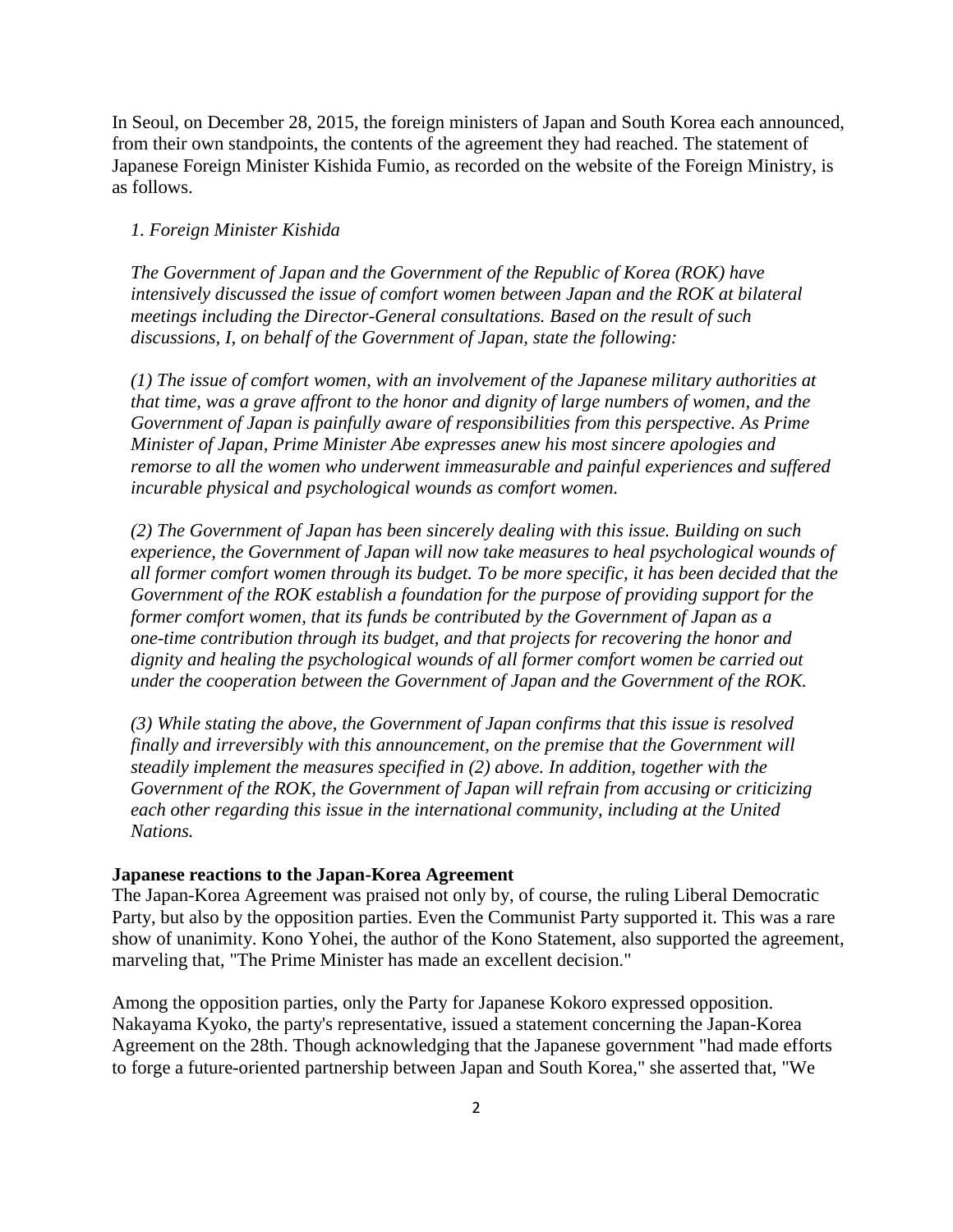In Seoul, on December 28, 2015, the foreign ministers of Japan and South Korea each announced, from their own standpoints, the contents of the agreement they had reached. The statement of Japanese Foreign Minister Kishida Fumio, as recorded on the website of the Foreign Ministry, is as follows.

> *1. Foreign Minister Kishida*
>
> *The Government of Japan and the Government of the Republic of Korea (ROK) have intensively discussed the issue of comfort women between Japan and the ROK at bilateral meetings including the Director-General consultations. Based on the result of such discussions, I, on behalf of the Government of Japan, state the following:*
>
> *(1) The issue of comfort women, with an involvement of the Japanese military authorities at that time, was a grave affront to the honor and dignity of large numbers of women, and the Government of Japan is painfully aware of responsibilities from this perspective. As Prime Minister of Japan, Prime Minister Abe expresses anew his most sincere apologies and remorse to all the women who underwent immeasurable and painful experiences and suffered incurable physical and psychological wounds as comfort women.*
>
> *(2) The Government of Japan has been sincerely dealing with this issue. Building on such experience, the Government of Japan will now take measures to heal psychological wounds of all former comfort women through its budget. To be more specific, it has been decided that the Government of the ROK establish a foundation for the purpose of providing support for the former comfort women, that its funds be contributed by the Government of Japan as a one-time contribution through its budget, and that projects for recovering the honor and dignity and healing the psychological wounds of all former comfort women be carried out under the cooperation between the Government of Japan and the Government of the ROK.*
>
> *(3) While stating the above, the Government of Japan confirms that this issue is resolved finally and irreversibly with this announcement, on the premise that the Government will steadily implement the measures specified in (2) above. In addition, together with the Government of the ROK, the Government of Japan will refrain from accusing or criticizing each other regarding this issue in the international community, including at the United Nations.*

**Japanese reactions to the Japan-Korea Agreement**

The Japan-Korea Agreement was praised not only by, of course, the ruling Liberal Democratic Party, but also by the opposition parties. Even the Communist Party supported it. This was a rare show of unanimity. Kono Yohei, the author of the Kono Statement, also supported the agreement, marveling that, "The Prime Minister has made an excellent decision."

Among the opposition parties, only the Party for Japanese Kokoro expressed opposition. Nakayama Kyoko, the party's representative, issued a statement concerning the Japan-Korea Agreement on the 28th. Though acknowledging that the Japanese government "had made efforts to forge a future-oriented partnership between Japan and South Korea," she asserted that, "We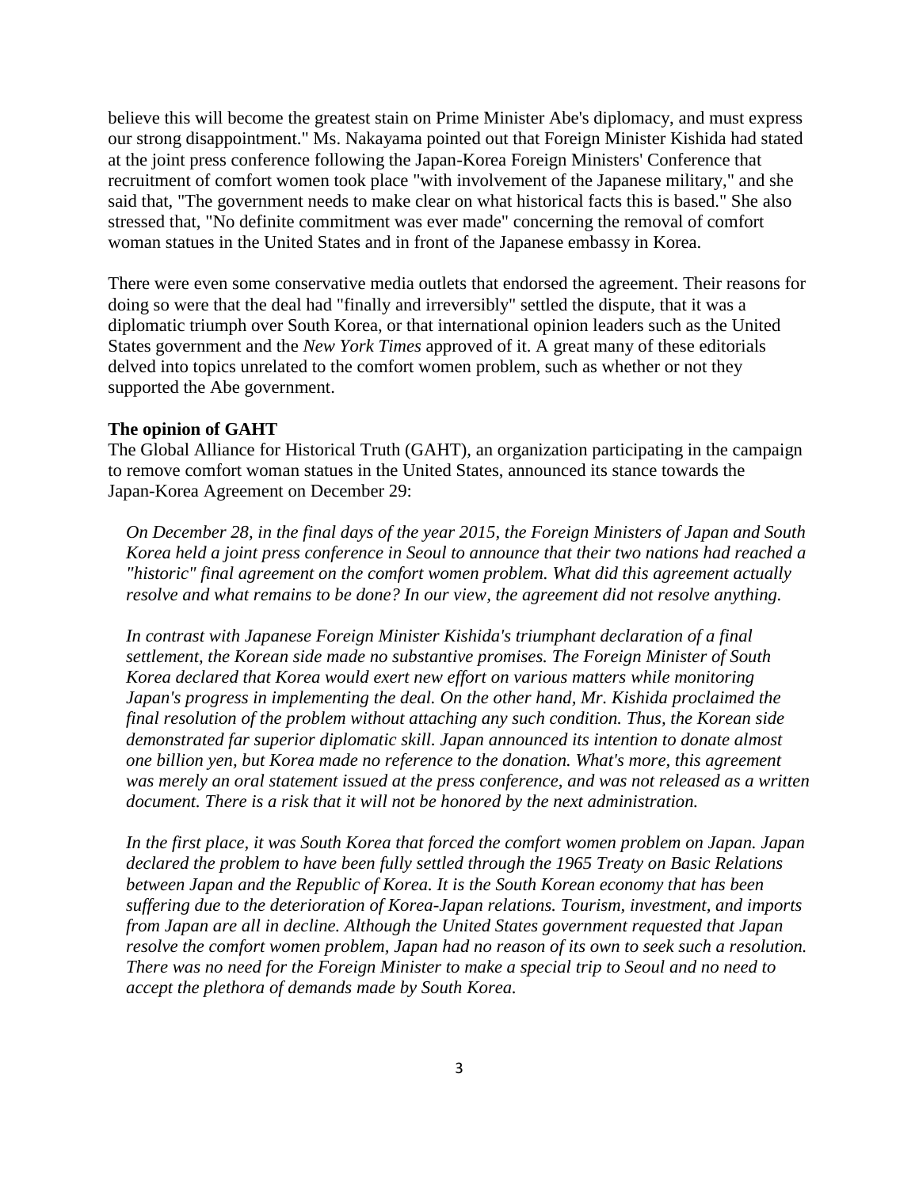believe this will become the greatest stain on Prime Minister Abe's diplomacy, and must express our strong disappointment." Ms. Nakayama pointed out that Foreign Minister Kishida had stated at the joint press conference following the Japan-Korea Foreign Ministers' Conference that recruitment of comfort women took place "with involvement of the Japanese military," and she said that, "The government needs to make clear on what historical facts this is based." She also stressed that, "No definite commitment was ever made" concerning the removal of comfort woman statues in the United States and in front of the Japanese embassy in Korea.

There were even some conservative media outlets that endorsed the agreement. Their reasons for doing so were that the deal had "finally and irreversibly" settled the dispute, that it was a diplomatic triumph over South Korea, or that international opinion leaders such as the United States government and the *New York Times* approved of it. A great many of these editorials delved into topics unrelated to the comfort women problem, such as whether or not they supported the Abe government.

**The opinion of GAHT**

The Global Alliance for Historical Truth (GAHT), an organization participating in the campaign to remove comfort woman statues in the United States, announced its stance towards the Japan-Korea Agreement on December 29:

> *On December 28, in the final days of the year 2015, the Foreign Ministers of Japan and South Korea held a joint press conference in Seoul to announce that their two nations had reached a "historic" final agreement on the comfort women problem. What did this agreement actually resolve and what remains to be done? In our view, the agreement did not resolve anything.*
>
> *In contrast with Japanese Foreign Minister Kishida's triumphant declaration of a final settlement, the Korean side made no substantive promises. The Foreign Minister of South Korea declared that Korea would exert new effort on various matters while monitoring Japan's progress in implementing the deal. On the other hand, Mr. Kishida proclaimed the final resolution of the problem without attaching any such condition. Thus, the Korean side demonstrated far superior diplomatic skill. Japan announced its intention to donate almost one billion yen, but Korea made no reference to the donation. What's more, this agreement was merely an oral statement issued at the press conference, and was not released as a written document. There is a risk that it will not be honored by the next administration.*
>
> *In the first place, it was South Korea that forced the comfort women problem on Japan. Japan declared the problem to have been fully settled through the 1965 Treaty on Basic Relations between Japan and the Republic of Korea. It is the South Korean economy that has been suffering due to the deterioration of Korea-Japan relations. Tourism, investment, and imports from Japan are all in decline. Although the United States government requested that Japan resolve the comfort women problem, Japan had no reason of its own to seek such a resolution. There was no need for the Foreign Minister to make a special trip to Seoul and no need to accept the plethora of demands made by South Korea.*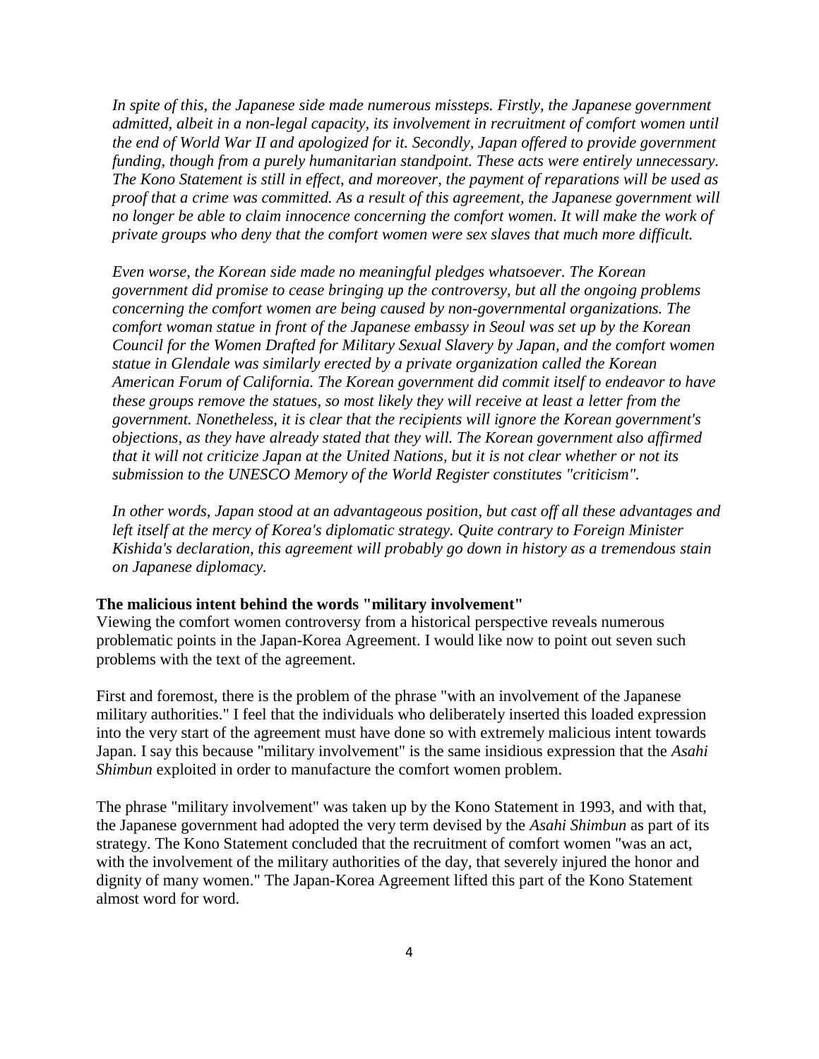*In spite of this, the Japanese side made numerous missteps. Firstly, the Japanese government admitted, albeit in a non-legal capacity, its involvement in recruitment of comfort women until the end of World War II and apologized for it. Secondly, Japan offered to provide government funding, though from a purely humanitarian standpoint. These acts were entirely unnecessary. The Kono Statement is still in effect, and moreover, the payment of reparations will be used as proof that a crime was committed. As a result of this agreement, the Japanese government will no longer be able to claim innocence concerning the comfort women. It will make the work of private groups who deny that the comfort women were sex slaves that much more difficult.*

*Even worse, the Korean side made no meaningful pledges whatsoever. The Korean government did promise to cease bringing up the controversy, but all the ongoing problems concerning the comfort women are being caused by non-governmental organizations. The comfort woman statue in front of the Japanese embassy in Seoul was set up by the Korean Council for the Women Drafted for Military Sexual Slavery by Japan, and the comfort women statue in Glendale was similarly erected by a private organization called the Korean American Forum of California. The Korean government did commit itself to endeavor to have these groups remove the statues, so most likely they will receive at least a letter from the government. Nonetheless, it is clear that the recipients will ignore the Korean government's objections, as they have already stated that they will. The Korean government also affirmed that it will not criticize Japan at the United Nations, but it is not clear whether or not its submission to the UNESCO Memory of the World Register constitutes "criticism".*

*In other words, Japan stood at an advantageous position, but cast off all these advantages and left itself at the mercy of Korea's diplomatic strategy. Quite contrary to Foreign Minister Kishida's declaration, this agreement will probably go down in history as a tremendous stain on Japanese diplomacy.*

**The malicious intent behind the words "military involvement"**

Viewing the comfort women controversy from a historical perspective reveals numerous problematic points in the Japan-Korea Agreement. I would like now to point out seven such problems with the text of the agreement.

First and foremost, there is the problem of the phrase "with an involvement of the Japanese military authorities." I feel that the individuals who deliberately inserted this loaded expression into the very start of the agreement must have done so with extremely malicious intent towards Japan. I say this because "military involvement" is the same insidious expression that the *Asahi Shimbun* exploited in order to manufacture the comfort women problem.

The phrase "military involvement" was taken up by the Kono Statement in 1993, and with that, the Japanese government had adopted the very term devised by the *Asahi Shimbun* as part of its strategy. The Kono Statement concluded that the recruitment of comfort women "was an act, with the involvement of the military authorities of the day, that severely injured the honor and dignity of many women." The Japan-Korea Agreement lifted this part of the Kono Statement almost word for word.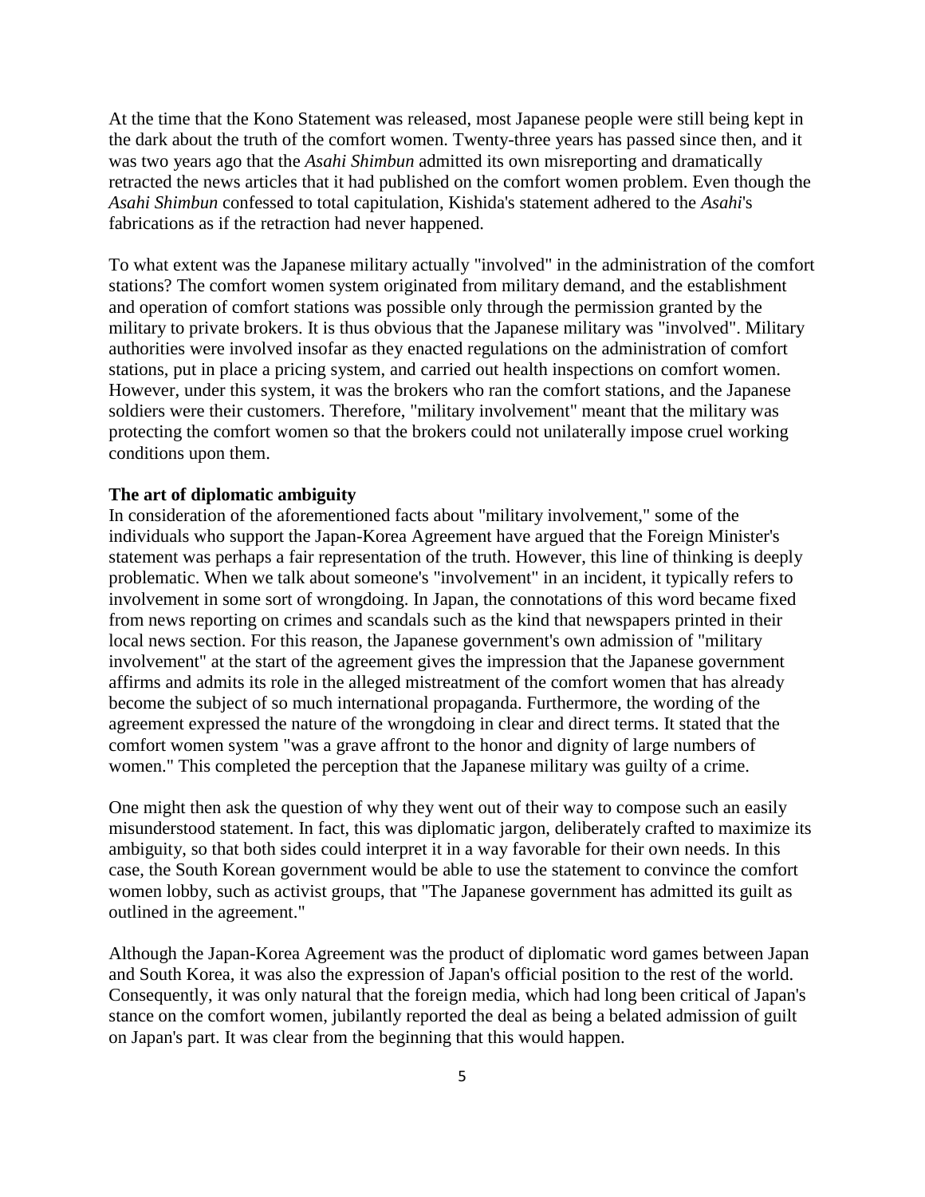At the time that the Kono Statement was released, most Japanese people were still being kept in the dark about the truth of the comfort women. Twenty-three years has passed since then, and it was two years ago that the *Asahi Shimbun* admitted its own misreporting and dramatically retracted the news articles that it had published on the comfort women problem. Even though the *Asahi Shimbun* confessed to total capitulation, Kishida's statement adhered to the *Asahi*'s fabrications as if the retraction had never happened.

To what extent was the Japanese military actually "involved" in the administration of the comfort stations? The comfort women system originated from military demand, and the establishment and operation of comfort stations was possible only through the permission granted by the military to private brokers. It is thus obvious that the Japanese military was "involved". Military authorities were involved insofar as they enacted regulations on the administration of comfort stations, put in place a pricing system, and carried out health inspections on comfort women. However, under this system, it was the brokers who ran the comfort stations, and the Japanese soldiers were their customers. Therefore, "military involvement" meant that the military was protecting the comfort women so that the brokers could not unilaterally impose cruel working conditions upon them.

**The art of diplomatic ambiguity**

In consideration of the aforementioned facts about "military involvement," some of the individuals who support the Japan-Korea Agreement have argued that the Foreign Minister's statement was perhaps a fair representation of the truth. However, this line of thinking is deeply problematic. When we talk about someone's "involvement" in an incident, it typically refers to involvement in some sort of wrongdoing. In Japan, the connotations of this word became fixed from news reporting on crimes and scandals such as the kind that newspapers printed in their local news section. For this reason, the Japanese government's own admission of "military involvement" at the start of the agreement gives the impression that the Japanese government affirms and admits its role in the alleged mistreatment of the comfort women that has already become the subject of so much international propaganda. Furthermore, the wording of the agreement expressed the nature of the wrongdoing in clear and direct terms. It stated that the comfort women system "was a grave affront to the honor and dignity of large numbers of women." This completed the perception that the Japanese military was guilty of a crime.

One might then ask the question of why they went out of their way to compose such an easily misunderstood statement. In fact, this was diplomatic jargon, deliberately crafted to maximize its ambiguity, so that both sides could interpret it in a way favorable for their own needs. In this case, the South Korean government would be able to use the statement to convince the comfort women lobby, such as activist groups, that "The Japanese government has admitted its guilt as outlined in the agreement."

Although the Japan-Korea Agreement was the product of diplomatic word games between Japan and South Korea, it was also the expression of Japan's official position to the rest of the world. Consequently, it was only natural that the foreign media, which had long been critical of Japan's stance on the comfort women, jubilantly reported the deal as being a belated admission of guilt on Japan's part. It was clear from the beginning that this would happen.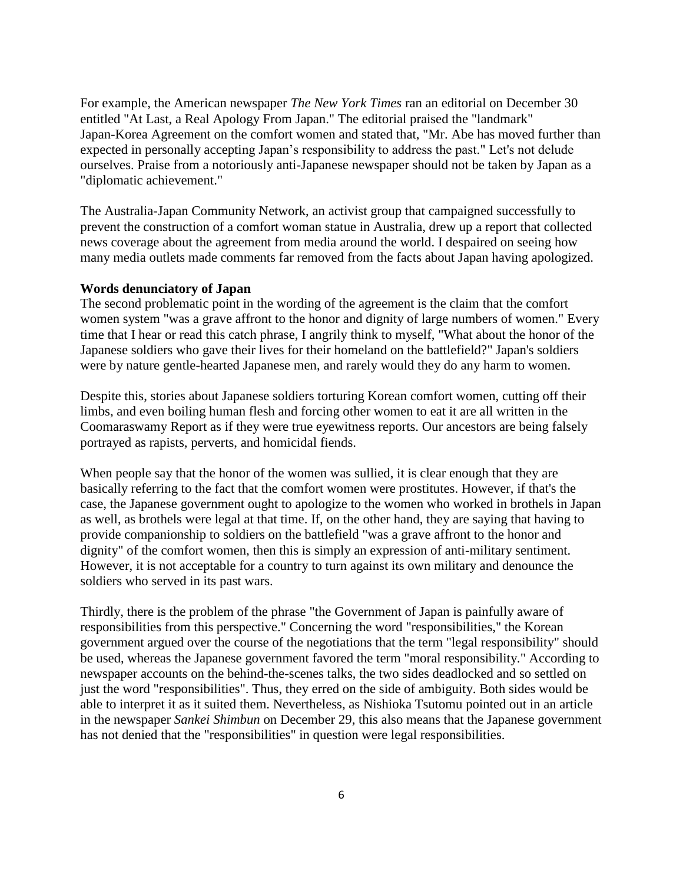For example, the American newspaper *The New York Times* ran an editorial on December 30 entitled "At Last, a Real Apology From Japan." The editorial praised the "landmark" Japan-Korea Agreement on the comfort women and stated that, "Mr. Abe has moved further than expected in personally accepting Japan's responsibility to address the past." Let's not delude ourselves. Praise from a notoriously anti-Japanese newspaper should not be taken by Japan as a "diplomatic achievement."

The Australia-Japan Community Network, an activist group that campaigned successfully to prevent the construction of a comfort woman statue in Australia, drew up a report that collected news coverage about the agreement from media around the world. I despaired on seeing how many media outlets made comments far removed from the facts about Japan having apologized.

**Words denunciatory of Japan**

The second problematic point in the wording of the agreement is the claim that the comfort women system "was a grave affront to the honor and dignity of large numbers of women." Every time that I hear or read this catch phrase, I angrily think to myself, "What about the honor of the Japanese soldiers who gave their lives for their homeland on the battlefield?" Japan's soldiers were by nature gentle-hearted Japanese men, and rarely would they do any harm to women.

Despite this, stories about Japanese soldiers torturing Korean comfort women, cutting off their limbs, and even boiling human flesh and forcing other women to eat it are all written in the Coomaraswamy Report as if they were true eyewitness reports. Our ancestors are being falsely portrayed as rapists, perverts, and homicidal fiends.

When people say that the honor of the women was sullied, it is clear enough that they are basically referring to the fact that the comfort women were prostitutes. However, if that's the case, the Japanese government ought to apologize to the women who worked in brothels in Japan as well, as brothels were legal at that time. If, on the other hand, they are saying that having to provide companionship to soldiers on the battlefield "was a grave affront to the honor and dignity" of the comfort women, then this is simply an expression of anti-military sentiment. However, it is not acceptable for a country to turn against its own military and denounce the soldiers who served in its past wars.

Thirdly, there is the problem of the phrase "the Government of Japan is painfully aware of responsibilities from this perspective." Concerning the word "responsibilities," the Korean government argued over the course of the negotiations that the term "legal responsibility" should be used, whereas the Japanese government favored the term "moral responsibility." According to newspaper accounts on the behind-the-scenes talks, the two sides deadlocked and so settled on just the word "responsibilities". Thus, they erred on the side of ambiguity. Both sides would be able to interpret it as it suited them. Nevertheless, as Nishioka Tsutomu pointed out in an article in the newspaper *Sankei Shimbun* on December 29, this also means that the Japanese government has not denied that the "responsibilities" in question were legal responsibilities.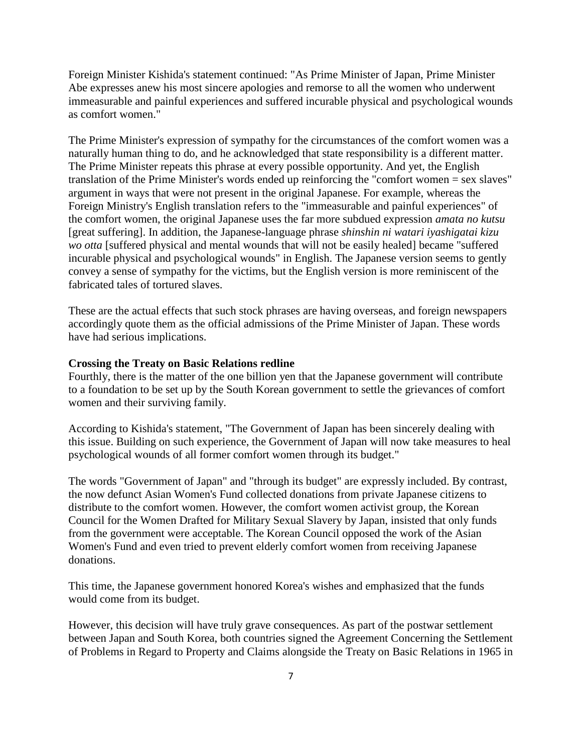Foreign Minister Kishida's statement continued: "As Prime Minister of Japan, Prime Minister Abe expresses anew his most sincere apologies and remorse to all the women who underwent immeasurable and painful experiences and suffered incurable physical and psychological wounds as comfort women."

The Prime Minister's expression of sympathy for the circumstances of the comfort women was a naturally human thing to do, and he acknowledged that state responsibility is a different matter. The Prime Minister repeats this phrase at every possible opportunity. And yet, the English translation of the Prime Minister's words ended up reinforcing the "comfort women = sex slaves" argument in ways that were not present in the original Japanese. For example, whereas the Foreign Ministry's English translation refers to the "immeasurable and painful experiences" of the comfort women, the original Japanese uses the far more subdued expression *amata no kutsu* [great suffering]. In addition, the Japanese-language phrase *shinshin ni watari iyashigatai kizu wo otta* [suffered physical and mental wounds that will not be easily healed] became "suffered incurable physical and psychological wounds" in English. The Japanese version seems to gently convey a sense of sympathy for the victims, but the English version is more reminiscent of the fabricated tales of tortured slaves.

These are the actual effects that such stock phrases are having overseas, and foreign newspapers accordingly quote them as the official admissions of the Prime Minister of Japan. These words have had serious implications.

**Crossing the Treaty on Basic Relations redline**

Fourthly, there is the matter of the one billion yen that the Japanese government will contribute to a foundation to be set up by the South Korean government to settle the grievances of comfort women and their surviving family.

According to Kishida's statement, "The Government of Japan has been sincerely dealing with this issue. Building on such experience, the Government of Japan will now take measures to heal psychological wounds of all former comfort women through its budget."

The words "Government of Japan" and "through its budget" are expressly included. By contrast, the now defunct Asian Women's Fund collected donations from private Japanese citizens to distribute to the comfort women. However, the comfort women activist group, the Korean Council for the Women Drafted for Military Sexual Slavery by Japan, insisted that only funds from the government were acceptable. The Korean Council opposed the work of the Asian Women's Fund and even tried to prevent elderly comfort women from receiving Japanese donations.

This time, the Japanese government honored Korea's wishes and emphasized that the funds would come from its budget.

However, this decision will have truly grave consequences. As part of the postwar settlement between Japan and South Korea, both countries signed the Agreement Concerning the Settlement of Problems in Regard to Property and Claims alongside the Treaty on Basic Relations in 1965 in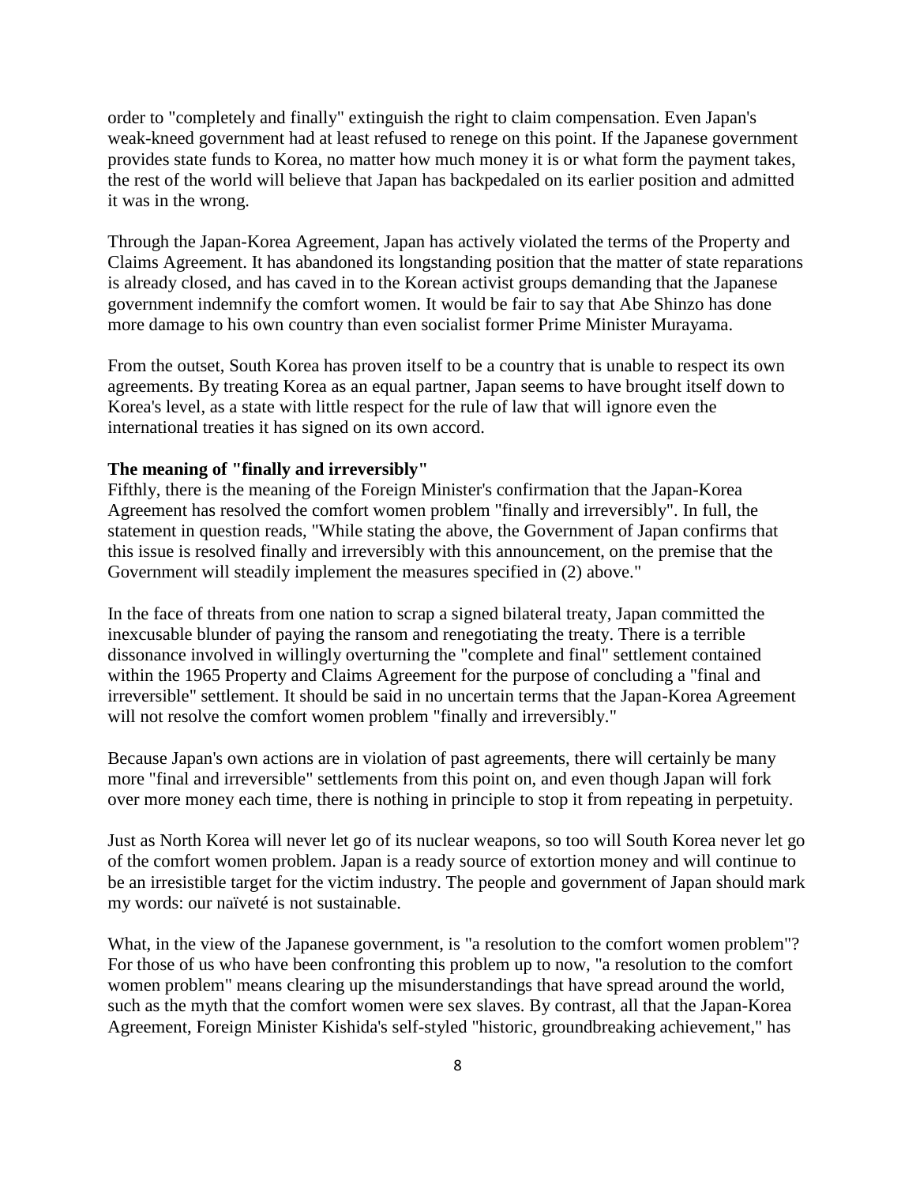order to "completely and finally" extinguish the right to claim compensation. Even Japan's weak-kneed government had at least refused to renege on this point. If the Japanese government provides state funds to Korea, no matter how much money it is or what form the payment takes, the rest of the world will believe that Japan has backpedaled on its earlier position and admitted it was in the wrong.

Through the Japan-Korea Agreement, Japan has actively violated the terms of the Property and Claims Agreement. It has abandoned its longstanding position that the matter of state reparations is already closed, and has caved in to the Korean activist groups demanding that the Japanese government indemnify the comfort women. It would be fair to say that Abe Shinzo has done more damage to his own country than even socialist former Prime Minister Murayama.

From the outset, South Korea has proven itself to be a country that is unable to respect its own agreements. By treating Korea as an equal partner, Japan seems to have brought itself down to Korea's level, as a state with little respect for the rule of law that will ignore even the international treaties it has signed on its own accord.

**The meaning of "finally and irreversibly"**

Fifthly, there is the meaning of the Foreign Minister's confirmation that the Japan-Korea Agreement has resolved the comfort women problem "finally and irreversibly". In full, the statement in question reads, "While stating the above, the Government of Japan confirms that this issue is resolved finally and irreversibly with this announcement, on the premise that the Government will steadily implement the measures specified in (2) above."

In the face of threats from one nation to scrap a signed bilateral treaty, Japan committed the inexcusable blunder of paying the ransom and renegotiating the treaty. There is a terrible dissonance involved in willingly overturning the "complete and final" settlement contained within the 1965 Property and Claims Agreement for the purpose of concluding a "final and irreversible" settlement. It should be said in no uncertain terms that the Japan-Korea Agreement will not resolve the comfort women problem "finally and irreversibly."

Because Japan's own actions are in violation of past agreements, there will certainly be many more "final and irreversible" settlements from this point on, and even though Japan will fork over more money each time, there is nothing in principle to stop it from repeating in perpetuity.

Just as North Korea will never let go of its nuclear weapons, so too will South Korea never let go of the comfort women problem. Japan is a ready source of extortion money and will continue to be an irresistible target for the victim industry. The people and government of Japan should mark my words: our naïveté is not sustainable.

What, in the view of the Japanese government, is "a resolution to the comfort women problem"? For those of us who have been confronting this problem up to now, "a resolution to the comfort women problem" means clearing up the misunderstandings that have spread around the world, such as the myth that the comfort women were sex slaves. By contrast, all that the Japan-Korea Agreement, Foreign Minister Kishida's self-styled "historic, groundbreaking achievement," has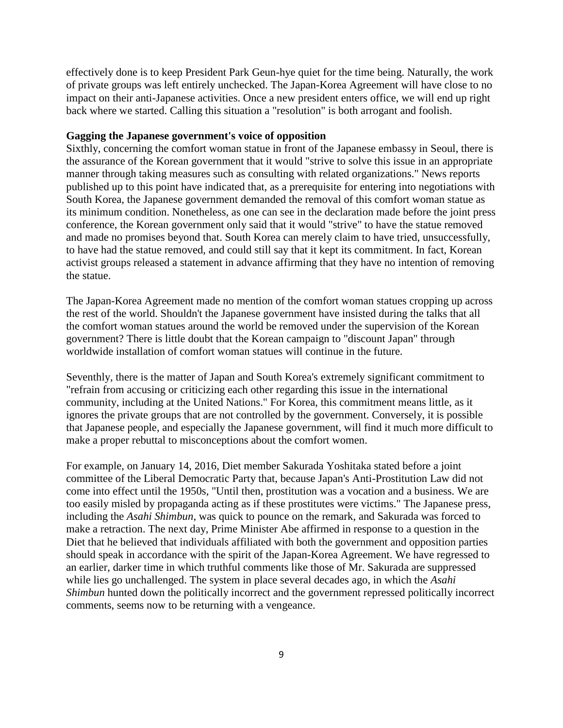effectively done is to keep President Park Geun-hye quiet for the time being. Naturally, the work of private groups was left entirely unchecked. The Japan-Korea Agreement will have close to no impact on their anti-Japanese activities. Once a new president enters office, we will end up right back where we started. Calling this situation a "resolution" is both arrogant and foolish.

**Gagging the Japanese government's voice of opposition**

Sixthly, concerning the comfort woman statue in front of the Japanese embassy in Seoul, there is the assurance of the Korean government that it would "strive to solve this issue in an appropriate manner through taking measures such as consulting with related organizations." News reports published up to this point have indicated that, as a prerequisite for entering into negotiations with South Korea, the Japanese government demanded the removal of this comfort woman statue as its minimum condition. Nonetheless, as one can see in the declaration made before the joint press conference, the Korean government only said that it would "strive" to have the statue removed and made no promises beyond that. South Korea can merely claim to have tried, unsuccessfully, to have had the statue removed, and could still say that it kept its commitment. In fact, Korean activist groups released a statement in advance affirming that they have no intention of removing the statue.

The Japan-Korea Agreement made no mention of the comfort woman statues cropping up across the rest of the world. Shouldn't the Japanese government have insisted during the talks that all the comfort woman statues around the world be removed under the supervision of the Korean government? There is little doubt that the Korean campaign to "discount Japan" through worldwide installation of comfort woman statues will continue in the future.

Seventhly, there is the matter of Japan and South Korea's extremely significant commitment to "refrain from accusing or criticizing each other regarding this issue in the international community, including at the United Nations." For Korea, this commitment means little, as it ignores the private groups that are not controlled by the government. Conversely, it is possible that Japanese people, and especially the Japanese government, will find it much more difficult to make a proper rebuttal to misconceptions about the comfort women.

For example, on January 14, 2016, Diet member Sakurada Yoshitaka stated before a joint committee of the Liberal Democratic Party that, because Japan's Anti-Prostitution Law did not come into effect until the 1950s, "Until then, prostitution was a vocation and a business. We are too easily misled by propaganda acting as if these prostitutes were victims." The Japanese press, including the *Asahi Shimbun*, was quick to pounce on the remark, and Sakurada was forced to make a retraction. The next day, Prime Minister Abe affirmed in response to a question in the Diet that he believed that individuals affiliated with both the government and opposition parties should speak in accordance with the spirit of the Japan-Korea Agreement. We have regressed to an earlier, darker time in which truthful comments like those of Mr. Sakurada are suppressed while lies go unchallenged. The system in place several decades ago, in which the *Asahi Shimbun* hunted down the politically incorrect and the government repressed politically incorrect comments, seems now to be returning with a vengeance.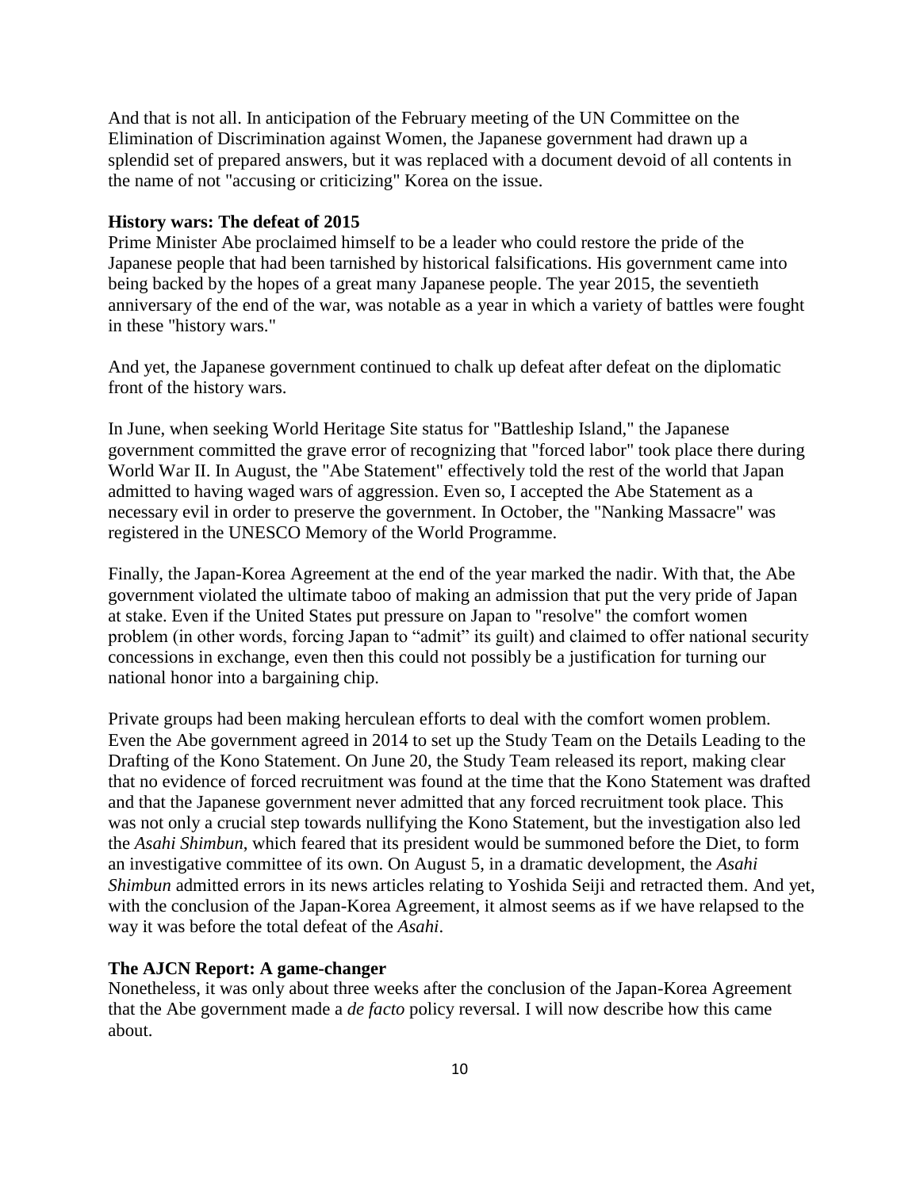And that is not all. In anticipation of the February meeting of the UN Committee on the Elimination of Discrimination against Women, the Japanese government had drawn up a splendid set of prepared answers, but it was replaced with a document devoid of all contents in the name of not "accusing or criticizing" Korea on the issue.

**History wars: The defeat of 2015**

Prime Minister Abe proclaimed himself to be a leader who could restore the pride of the Japanese people that had been tarnished by historical falsifications. His government came into being backed by the hopes of a great many Japanese people. The year 2015, the seventieth anniversary of the end of the war, was notable as a year in which a variety of battles were fought in these "history wars."

And yet, the Japanese government continued to chalk up defeat after defeat on the diplomatic front of the history wars.

In June, when seeking World Heritage Site status for "Battleship Island," the Japanese government committed the grave error of recognizing that "forced labor" took place there during World War II. In August, the "Abe Statement" effectively told the rest of the world that Japan admitted to having waged wars of aggression. Even so, I accepted the Abe Statement as a necessary evil in order to preserve the government. In October, the "Nanking Massacre" was registered in the UNESCO Memory of the World Programme.

Finally, the Japan-Korea Agreement at the end of the year marked the nadir. With that, the Abe government violated the ultimate taboo of making an admission that put the very pride of Japan at stake. Even if the United States put pressure on Japan to "resolve" the comfort women problem (in other words, forcing Japan to "admit" its guilt) and claimed to offer national security concessions in exchange, even then this could not possibly be a justification for turning our national honor into a bargaining chip.

Private groups had been making herculean efforts to deal with the comfort women problem. Even the Abe government agreed in 2014 to set up the Study Team on the Details Leading to the Drafting of the Kono Statement. On June 20, the Study Team released its report, making clear that no evidence of forced recruitment was found at the time that the Kono Statement was drafted and that the Japanese government never admitted that any forced recruitment took place. This was not only a crucial step towards nullifying the Kono Statement, but the investigation also led the *Asahi Shimbun*, which feared that its president would be summoned before the Diet, to form an investigative committee of its own. On August 5, in a dramatic development, the *Asahi Shimbun* admitted errors in its news articles relating to Yoshida Seiji and retracted them. And yet, with the conclusion of the Japan-Korea Agreement, it almost seems as if we have relapsed to the way it was before the total defeat of the *Asahi*.

**The AJCN Report: A game-changer**

Nonetheless, it was only about three weeks after the conclusion of the Japan-Korea Agreement that the Abe government made a *de facto* policy reversal. I will now describe how this came about.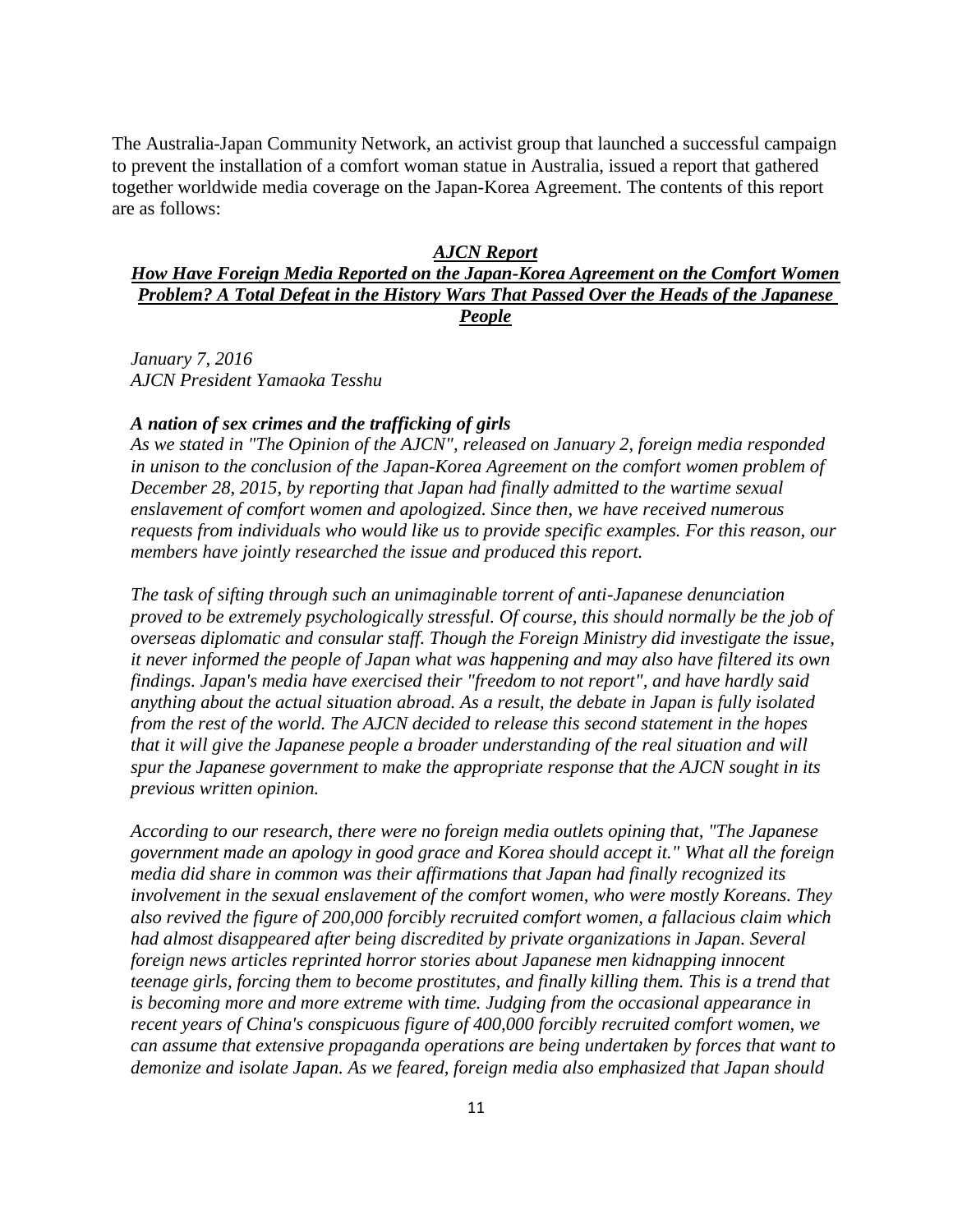The Australia-Japan Community Network, an activist group that launched a successful campaign to prevent the installation of a comfort woman statue in Australia, issued a report that gathered together worldwide media coverage on the Japan-Korea Agreement. The contents of this report are as follows:

***AJCN Report***

***How Have Foreign Media Reported on the Japan-Korea Agreement on the Comfort Women Problem? A Total Defeat in the History Wars That Passed Over the Heads of the Japanese People***

*January 7, 2016*
*AJCN President Yamaoka Tesshu*

***A nation of sex crimes and the trafficking of girls***

*As we stated in "The Opinion of the AJCN", released on January 2, foreign media responded in unison to the conclusion of the Japan-Korea Agreement on the comfort women problem of December 28, 2015, by reporting that Japan had finally admitted to the wartime sexual enslavement of comfort women and apologized. Since then, we have received numerous requests from individuals who would like us to provide specific examples. For this reason, our members have jointly researched the issue and produced this report.*

*The task of sifting through such an unimaginable torrent of anti-Japanese denunciation proved to be extremely psychologically stressful. Of course, this should normally be the job of overseas diplomatic and consular staff. Though the Foreign Ministry did investigate the issue, it never informed the people of Japan what was happening and may also have filtered its own findings. Japan's media have exercised their "freedom to not report", and have hardly said anything about the actual situation abroad. As a result, the debate in Japan is fully isolated from the rest of the world. The AJCN decided to release this second statement in the hopes that it will give the Japanese people a broader understanding of the real situation and will spur the Japanese government to make the appropriate response that the AJCN sought in its previous written opinion.*

*According to our research, there were no foreign media outlets opining that, "The Japanese government made an apology in good grace and Korea should accept it." What all the foreign media did share in common was their affirmations that Japan had finally recognized its involvement in the sexual enslavement of the comfort women, who were mostly Koreans. They also revived the figure of 200,000 forcibly recruited comfort women, a fallacious claim which had almost disappeared after being discredited by private organizations in Japan. Several foreign news articles reprinted horror stories about Japanese men kidnapping innocent teenage girls, forcing them to become prostitutes, and finally killing them. This is a trend that is becoming more and more extreme with time. Judging from the occasional appearance in recent years of China's conspicuous figure of 400,000 forcibly recruited comfort women, we can assume that extensive propaganda operations are being undertaken by forces that want to demonize and isolate Japan. As we feared, foreign media also emphasized that Japan should*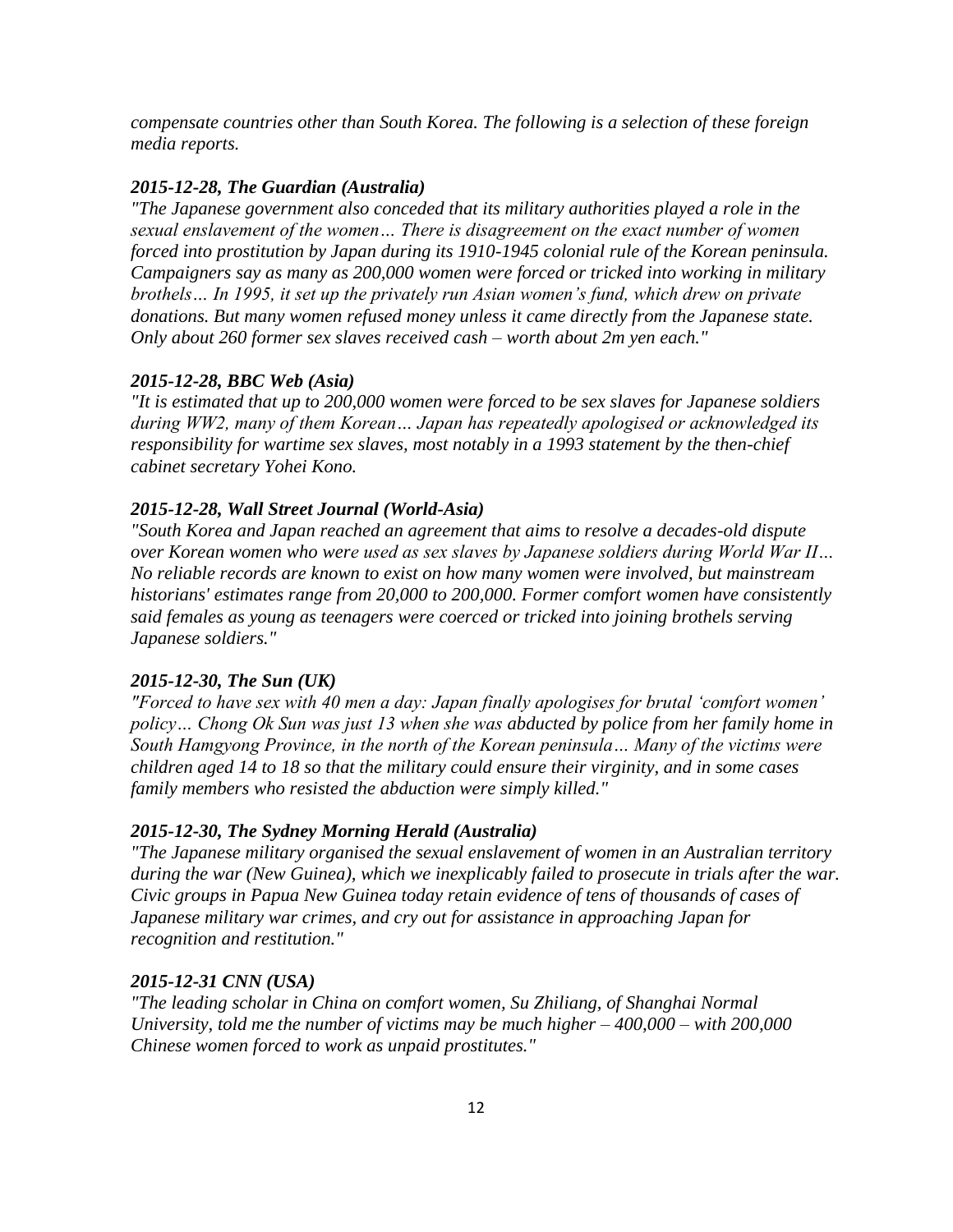*compensate countries other than South Korea. The following is a selection of these foreign media reports.*

***2015-12-28, The Guardian (Australia)***

*"The Japanese government also conceded that its military authorities played a role in the sexual enslavement of the women… There is disagreement on the exact number of women forced into prostitution by Japan during its 1910-1945 colonial rule of the Korean peninsula. Campaigners say as many as 200,000 women were forced or tricked into working in military brothels… In 1995, it set up the privately run Asian women's fund, which drew on private donations. But many women refused money unless it came directly from the Japanese state. Only about 260 former sex slaves received cash – worth about 2m yen each."*

***2015-12-28, BBC Web (Asia)***

*"It is estimated that up to 200,000 women were forced to be sex slaves for Japanese soldiers during WW2, many of them Korean… Japan has repeatedly apologised or acknowledged its responsibility for wartime sex slaves, most notably in a 1993 statement by the then-chief cabinet secretary Yohei Kono.*

***2015-12-28, Wall Street Journal (World-Asia)***

*"South Korea and Japan reached an agreement that aims to resolve a decades-old dispute over Korean women who were used as sex slaves by Japanese soldiers during World War II… No reliable records are known to exist on how many women were involved, but mainstream historians' estimates range from 20,000 to 200,000. Former comfort women have consistently said females as young as teenagers were coerced or tricked into joining brothels serving Japanese soldiers."*

***2015-12-30, The Sun (UK)***

*"Forced to have sex with 40 men a day: Japan finally apologises for brutal 'comfort women' policy… Chong Ok Sun was just 13 when she was abducted by police from her family home in South Hamgyong Province, in the north of the Korean peninsula… Many of the victims were children aged 14 to 18 so that the military could ensure their virginity, and in some cases family members who resisted the abduction were simply killed."*

***2015-12-30, The Sydney Morning Herald (Australia)***

*"The Japanese military organised the sexual enslavement of women in an Australian territory during the war (New Guinea), which we inexplicably failed to prosecute in trials after the war. Civic groups in Papua New Guinea today retain evidence of tens of thousands of cases of Japanese military war crimes, and cry out for assistance in approaching Japan for recognition and restitution."*

***2015-12-31 CNN (USA)***

*"The leading scholar in China on comfort women, Su Zhiliang, of Shanghai Normal University, told me the number of victims may be much higher – 400,000 – with 200,000 Chinese women forced to work as unpaid prostitutes."*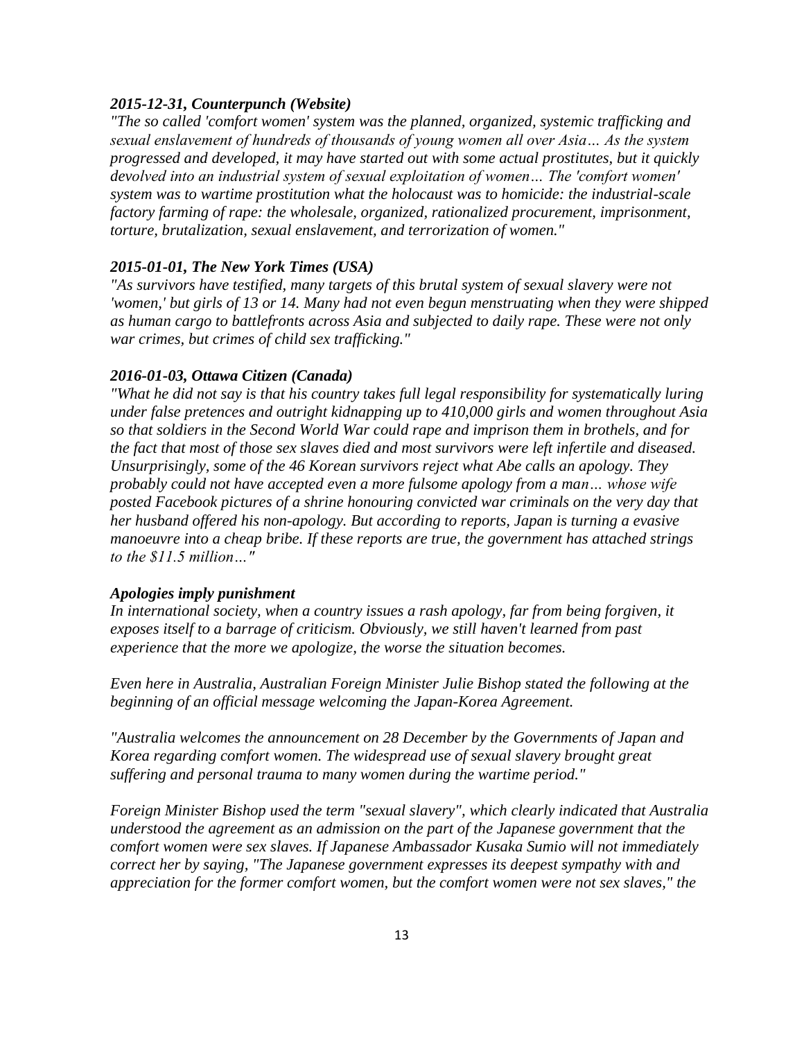***2015-12-31, Counterpunch (Website)***

*"The so called 'comfort women' system was the planned, organized, systemic trafficking and sexual enslavement of hundreds of thousands of young women all over Asia… As the system progressed and developed, it may have started out with some actual prostitutes, but it quickly devolved into an industrial system of sexual exploitation of women… The 'comfort women' system was to wartime prostitution what the holocaust was to homicide: the industrial-scale factory farming of rape: the wholesale, organized, rationalized procurement, imprisonment, torture, brutalization, sexual enslavement, and terrorization of women."*

***2015-01-01, The New York Times (USA)***

*"As survivors have testified, many targets of this brutal system of sexual slavery were not 'women,' but girls of 13 or 14. Many had not even begun menstruating when they were shipped as human cargo to battlefronts across Asia and subjected to daily rape. These were not only war crimes, but crimes of child sex trafficking."*

***2016-01-03, Ottawa Citizen (Canada)***

*"What he did not say is that his country takes full legal responsibility for systematically luring under false pretences and outright kidnapping up to 410,000 girls and women throughout Asia so that soldiers in the Second World War could rape and imprison them in brothels, and for the fact that most of those sex slaves died and most survivors were left infertile and diseased. Unsurprisingly, some of the 46 Korean survivors reject what Abe calls an apology. They probably could not have accepted even a more fulsome apology from a man… whose wife posted Facebook pictures of a shrine honouring convicted war criminals on the very day that her husband offered his non-apology. But according to reports, Japan is turning a evasive manoeuvre into a cheap bribe. If these reports are true, the government has attached strings to the $11.5 million…"*

***Apologies imply punishment***

*In international society, when a country issues a rash apology, far from being forgiven, it exposes itself to a barrage of criticism. Obviously, we still haven't learned from past experience that the more we apologize, the worse the situation becomes.*

*Even here in Australia, Australian Foreign Minister Julie Bishop stated the following at the beginning of an official message welcoming the Japan-Korea Agreement.*

*"Australia welcomes the announcement on 28 December by the Governments of Japan and Korea regarding comfort women. The widespread use of sexual slavery brought great suffering and personal trauma to many women during the wartime period."*

*Foreign Minister Bishop used the term "sexual slavery", which clearly indicated that Australia understood the agreement as an admission on the part of the Japanese government that the comfort women were sex slaves. If Japanese Ambassador Kusaka Sumio will not immediately correct her by saying, "The Japanese government expresses its deepest sympathy with and appreciation for the former comfort women, but the comfort women were not sex slaves," the*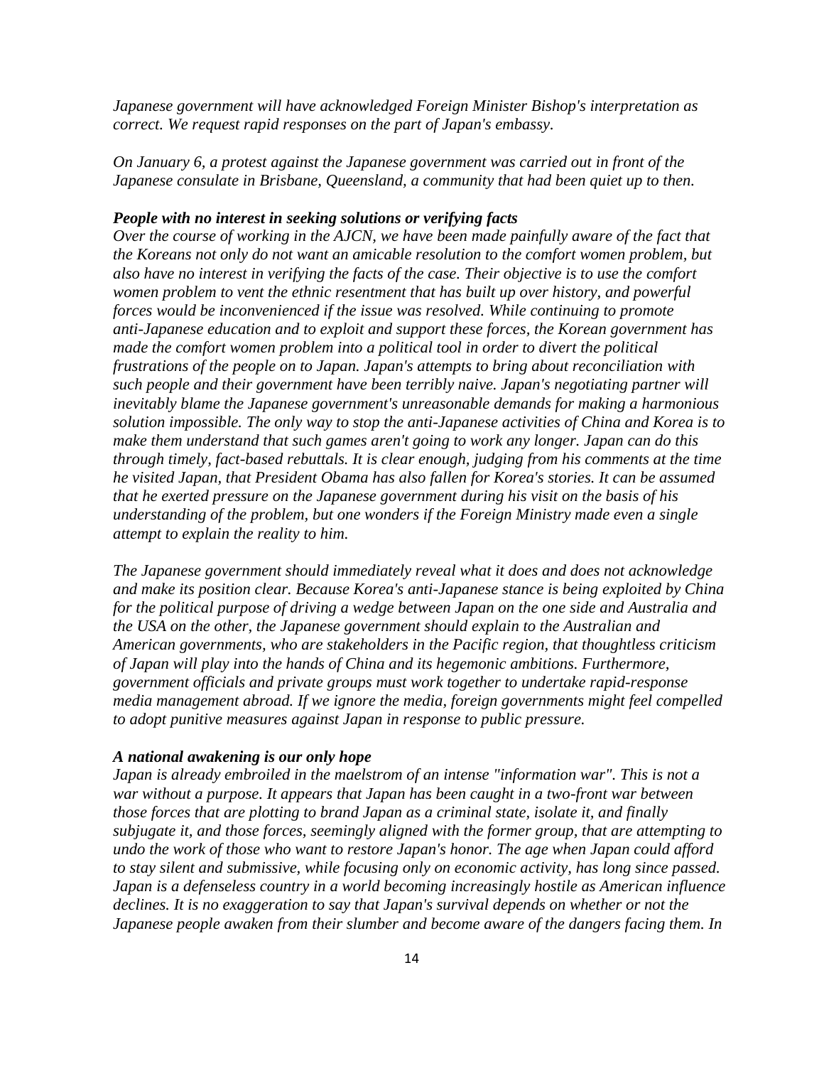*Japanese government will have acknowledged Foreign Minister Bishop's interpretation as correct. We request rapid responses on the part of Japan's embassy.*

*On January 6, a protest against the Japanese government was carried out in front of the Japanese consulate in Brisbane, Queensland, a community that had been quiet up to then.*

### ***People with no interest in seeking solutions or verifying facts***

*Over the course of working in the AJCN, we have been made painfully aware of the fact that the Koreans not only do not want an amicable resolution to the comfort women problem, but also have no interest in verifying the facts of the case. Their objective is to use the comfort women problem to vent the ethnic resentment that has built up over history, and powerful forces would be inconvenienced if the issue was resolved. While continuing to promote anti-Japanese education and to exploit and support these forces, the Korean government has made the comfort women problem into a political tool in order to divert the political frustrations of the people on to Japan. Japan's attempts to bring about reconciliation with such people and their government have been terribly naive. Japan's negotiating partner will inevitably blame the Japanese government's unreasonable demands for making a harmonious solution impossible. The only way to stop the anti-Japanese activities of China and Korea is to make them understand that such games aren't going to work any longer. Japan can do this through timely, fact-based rebuttals. It is clear enough, judging from his comments at the time he visited Japan, that President Obama has also fallen for Korea's stories. It can be assumed that he exerted pressure on the Japanese government during his visit on the basis of his understanding of the problem, but one wonders if the Foreign Ministry made even a single attempt to explain the reality to him.*

*The Japanese government should immediately reveal what it does and does not acknowledge and make its position clear. Because Korea's anti-Japanese stance is being exploited by China for the political purpose of driving a wedge between Japan on the one side and Australia and the USA on the other, the Japanese government should explain to the Australian and American governments, who are stakeholders in the Pacific region, that thoughtless criticism of Japan will play into the hands of China and its hegemonic ambitions. Furthermore, government officials and private groups must work together to undertake rapid-response media management abroad. If we ignore the media, foreign governments might feel compelled to adopt punitive measures against Japan in response to public pressure.*

### ***A national awakening is our only hope***

*Japan is already embroiled in the maelstrom of an intense "information war". This is not a war without a purpose. It appears that Japan has been caught in a two-front war between those forces that are plotting to brand Japan as a criminal state, isolate it, and finally subjugate it, and those forces, seemingly aligned with the former group, that are attempting to undo the work of those who want to restore Japan's honor. The age when Japan could afford to stay silent and submissive, while focusing only on economic activity, has long since passed. Japan is a defenseless country in a world becoming increasingly hostile as American influence declines. It is no exaggeration to say that Japan's survival depends on whether or not the Japanese people awaken from their slumber and become aware of the dangers facing them. In*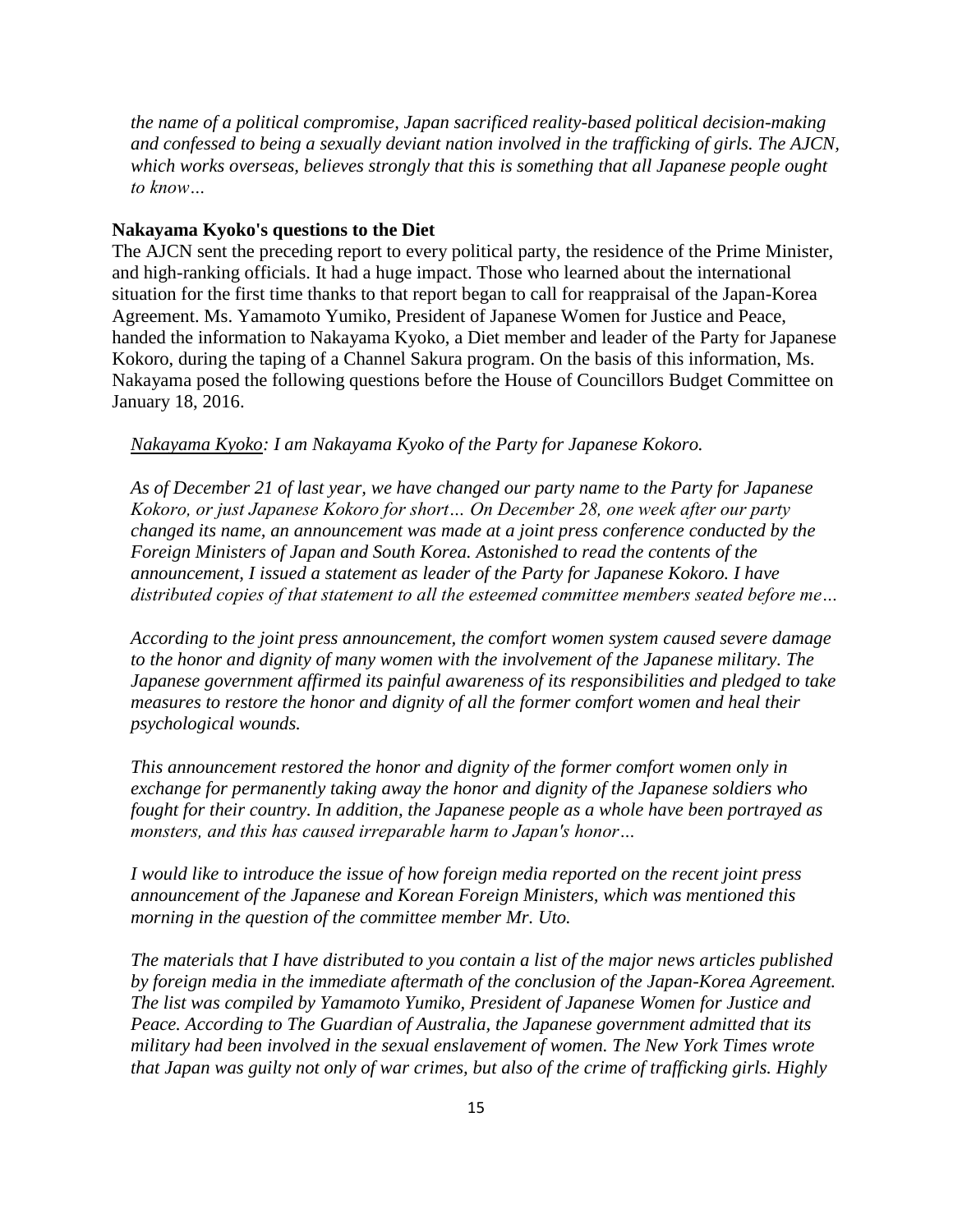*the name of a political compromise, Japan sacrificed reality-based political decision-making and confessed to being a sexually deviant nation involved in the trafficking of girls. The AJCN, which works overseas, believes strongly that this is something that all Japanese people ought to know…*

**Nakayama Kyoko's questions to the Diet**

The AJCN sent the preceding report to every political party, the residence of the Prime Minister, and high-ranking officials. It had a huge impact. Those who learned about the international situation for the first time thanks to that report began to call for reappraisal of the Japan-Korea Agreement. Ms. Yamamoto Yumiko, President of Japanese Women for Justice and Peace, handed the information to Nakayama Kyoko, a Diet member and leader of the Party for Japanese Kokoro, during the taping of a Channel Sakura program. On the basis of this information, Ms. Nakayama posed the following questions before the House of Councillors Budget Committee on January 18, 2016.

*Nakayama Kyoko: I am Nakayama Kyoko of the Party for Japanese Kokoro.*

*As of December 21 of last year, we have changed our party name to the Party for Japanese Kokoro, or just Japanese Kokoro for short… On December 28, one week after our party changed its name, an announcement was made at a joint press conference conducted by the Foreign Ministers of Japan and South Korea. Astonished to read the contents of the announcement, I issued a statement as leader of the Party for Japanese Kokoro. I have distributed copies of that statement to all the esteemed committee members seated before me…*

*According to the joint press announcement, the comfort women system caused severe damage to the honor and dignity of many women with the involvement of the Japanese military. The Japanese government affirmed its painful awareness of its responsibilities and pledged to take measures to restore the honor and dignity of all the former comfort women and heal their psychological wounds.*

*This announcement restored the honor and dignity of the former comfort women only in exchange for permanently taking away the honor and dignity of the Japanese soldiers who fought for their country. In addition, the Japanese people as a whole have been portrayed as monsters, and this has caused irreparable harm to Japan's honor…*

*I would like to introduce the issue of how foreign media reported on the recent joint press announcement of the Japanese and Korean Foreign Ministers, which was mentioned this morning in the question of the committee member Mr. Uto.*

*The materials that I have distributed to you contain a list of the major news articles published by foreign media in the immediate aftermath of the conclusion of the Japan-Korea Agreement. The list was compiled by Yamamoto Yumiko, President of Japanese Women for Justice and Peace. According to The Guardian of Australia, the Japanese government admitted that its military had been involved in the sexual enslavement of women. The New York Times wrote that Japan was guilty not only of war crimes, but also of the crime of trafficking girls. Highly*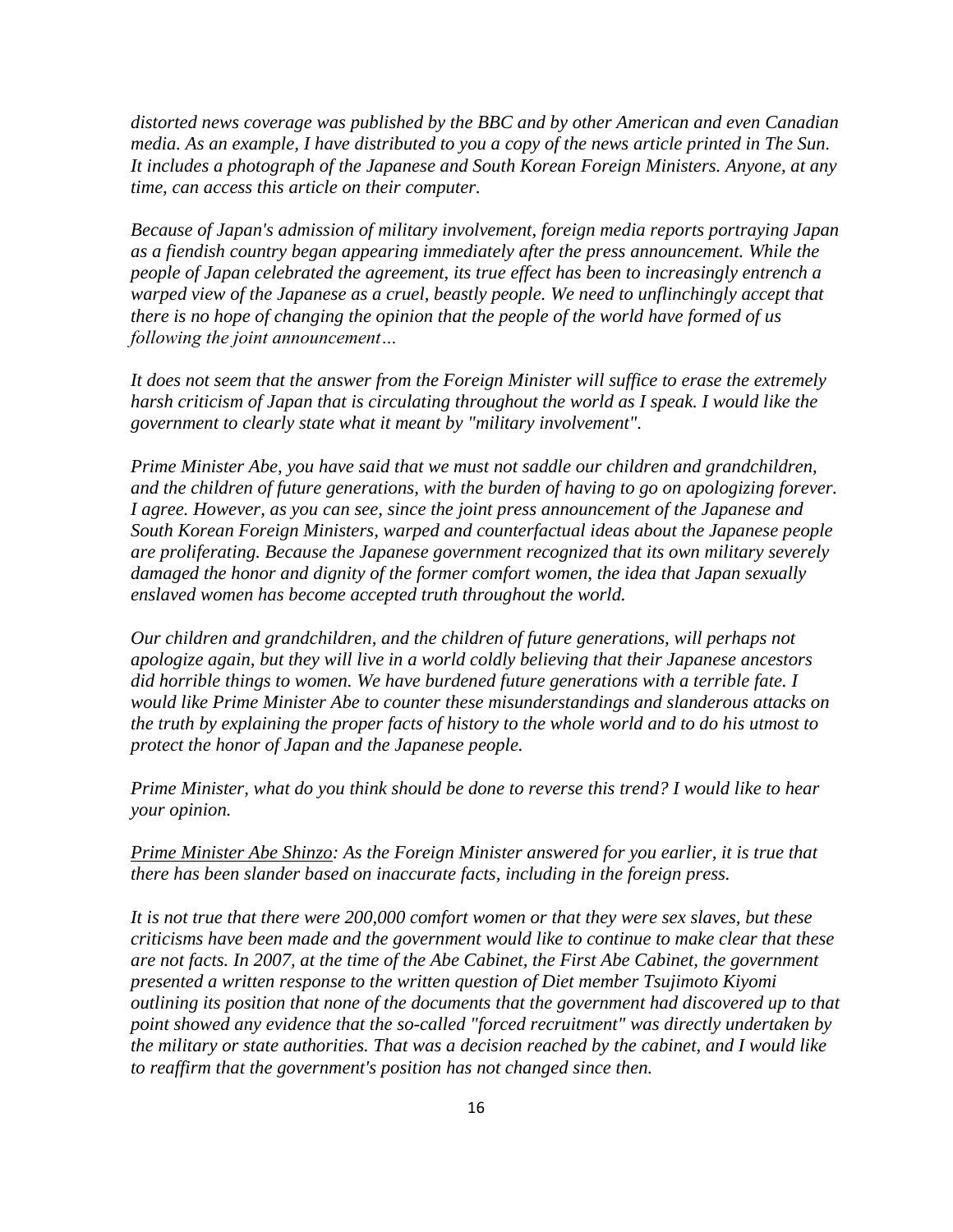*distorted news coverage was published by the BBC and by other American and even Canadian media. As an example, I have distributed to you a copy of the news article printed in The Sun. It includes a photograph of the Japanese and South Korean Foreign Ministers. Anyone, at any time, can access this article on their computer.*

*Because of Japan's admission of military involvement, foreign media reports portraying Japan as a fiendish country began appearing immediately after the press announcement. While the people of Japan celebrated the agreement, its true effect has been to increasingly entrench a warped view of the Japanese as a cruel, beastly people. We need to unflinchingly accept that there is no hope of changing the opinion that the people of the world have formed of us following the joint announcement…*

*It does not seem that the answer from the Foreign Minister will suffice to erase the extremely harsh criticism of Japan that is circulating throughout the world as I speak. I would like the government to clearly state what it meant by "military involvement".*

*Prime Minister Abe, you have said that we must not saddle our children and grandchildren, and the children of future generations, with the burden of having to go on apologizing forever. I agree. However, as you can see, since the joint press announcement of the Japanese and South Korean Foreign Ministers, warped and counterfactual ideas about the Japanese people are proliferating. Because the Japanese government recognized that its own military severely damaged the honor and dignity of the former comfort women, the idea that Japan sexually enslaved women has become accepted truth throughout the world.*

*Our children and grandchildren, and the children of future generations, will perhaps not apologize again, but they will live in a world coldly believing that their Japanese ancestors did horrible things to women. We have burdened future generations with a terrible fate. I would like Prime Minister Abe to counter these misunderstandings and slanderous attacks on the truth by explaining the proper facts of history to the whole world and to do his utmost to protect the honor of Japan and the Japanese people.*

*Prime Minister, what do you think should be done to reverse this trend? I would like to hear your opinion.*

*Prime Minister Abe Shinzo: As the Foreign Minister answered for you earlier, it is true that there has been slander based on inaccurate facts, including in the foreign press.*

*It is not true that there were 200,000 comfort women or that they were sex slaves, but these criticisms have been made and the government would like to continue to make clear that these are not facts. In 2007, at the time of the Abe Cabinet, the First Abe Cabinet, the government presented a written response to the written question of Diet member Tsujimoto Kiyomi outlining its position that none of the documents that the government had discovered up to that point showed any evidence that the so-called "forced recruitment" was directly undertaken by the military or state authorities. That was a decision reached by the cabinet, and I would like to reaffirm that the government's position has not changed since then.*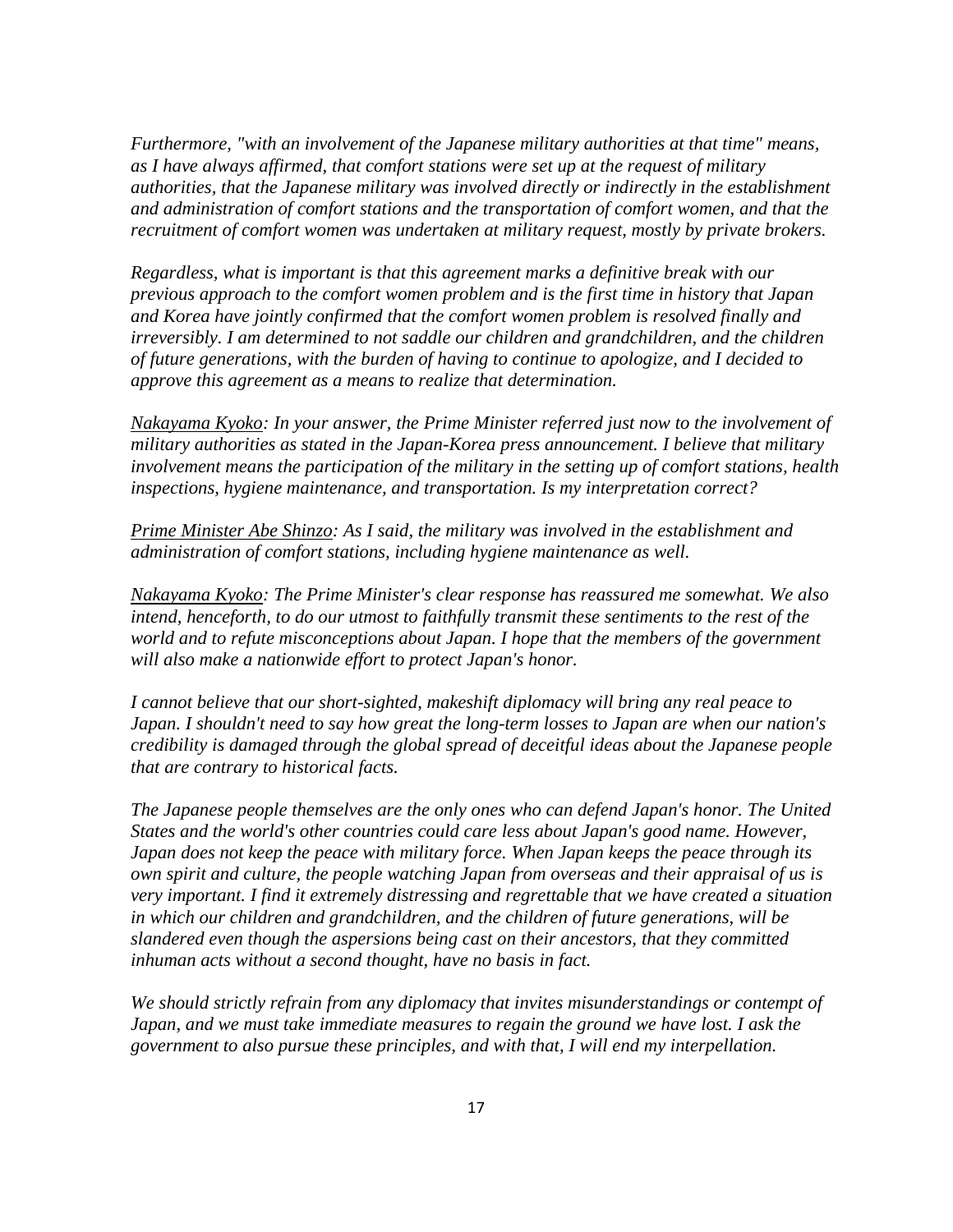*Furthermore, "with an involvement of the Japanese military authorities at that time" means, as I have always affirmed, that comfort stations were set up at the request of military authorities, that the Japanese military was involved directly or indirectly in the establishment and administration of comfort stations and the transportation of comfort women, and that the recruitment of comfort women was undertaken at military request, mostly by private brokers.*

*Regardless, what is important is that this agreement marks a definitive break with our previous approach to the comfort women problem and is the first time in history that Japan and Korea have jointly confirmed that the comfort women problem is resolved finally and irreversibly. I am determined to not saddle our children and grandchildren, and the children of future generations, with the burden of having to continue to apologize, and I decided to approve this agreement as a means to realize that determination.*

*<u>Nakayama Kyoko</u>: In your answer, the Prime Minister referred just now to the involvement of military authorities as stated in the Japan-Korea press announcement. I believe that military involvement means the participation of the military in the setting up of comfort stations, health inspections, hygiene maintenance, and transportation. Is my interpretation correct?*

*<u>Prime Minister Abe Shinzo</u>: As I said, the military was involved in the establishment and administration of comfort stations, including hygiene maintenance as well.*

*<u>Nakayama Kyoko</u>: The Prime Minister's clear response has reassured me somewhat. We also intend, henceforth, to do our utmost to faithfully transmit these sentiments to the rest of the world and to refute misconceptions about Japan. I hope that the members of the government will also make a nationwide effort to protect Japan's honor.*

*I cannot believe that our short-sighted, makeshift diplomacy will bring any real peace to Japan. I shouldn't need to say how great the long-term losses to Japan are when our nation's credibility is damaged through the global spread of deceitful ideas about the Japanese people that are contrary to historical facts.*

*The Japanese people themselves are the only ones who can defend Japan's honor. The United States and the world's other countries could care less about Japan's good name. However, Japan does not keep the peace with military force. When Japan keeps the peace through its own spirit and culture, the people watching Japan from overseas and their appraisal of us is very important. I find it extremely distressing and regrettable that we have created a situation in which our children and grandchildren, and the children of future generations, will be slandered even though the aspersions being cast on their ancestors, that they committed inhuman acts without a second thought, have no basis in fact.*

*We should strictly refrain from any diplomacy that invites misunderstandings or contempt of Japan, and we must take immediate measures to regain the ground we have lost. I ask the government to also pursue these principles, and with that, I will end my interpellation.*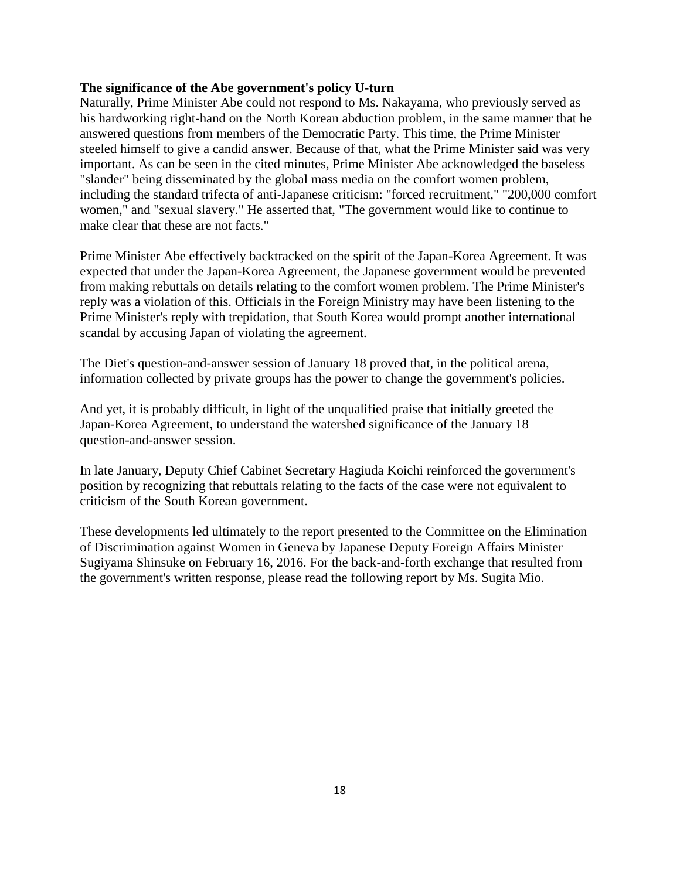**The significance of the Abe government's policy U-turn**

Naturally, Prime Minister Abe could not respond to Ms. Nakayama, who previously served as his hardworking right-hand on the North Korean abduction problem, in the same manner that he answered questions from members of the Democratic Party. This time, the Prime Minister steeled himself to give a candid answer. Because of that, what the Prime Minister said was very important. As can be seen in the cited minutes, Prime Minister Abe acknowledged the baseless "slander" being disseminated by the global mass media on the comfort women problem, including the standard trifecta of anti-Japanese criticism: "forced recruitment," "200,000 comfort women," and "sexual slavery." He asserted that, "The government would like to continue to make clear that these are not facts."

Prime Minister Abe effectively backtracked on the spirit of the Japan-Korea Agreement. It was expected that under the Japan-Korea Agreement, the Japanese government would be prevented from making rebuttals on details relating to the comfort women problem. The Prime Minister's reply was a violation of this. Officials in the Foreign Ministry may have been listening to the Prime Minister's reply with trepidation, that South Korea would prompt another international scandal by accusing Japan of violating the agreement.

The Diet's question-and-answer session of January 18 proved that, in the political arena, information collected by private groups has the power to change the government's policies.

And yet, it is probably difficult, in light of the unqualified praise that initially greeted the Japan-Korea Agreement, to understand the watershed significance of the January 18 question-and-answer session.

In late January, Deputy Chief Cabinet Secretary Hagiuda Koichi reinforced the government's position by recognizing that rebuttals relating to the facts of the case were not equivalent to criticism of the South Korean government.

These developments led ultimately to the report presented to the Committee on the Elimination of Discrimination against Women in Geneva by Japanese Deputy Foreign Affairs Minister Sugiyama Shinsuke on February 16, 2016. For the back-and-forth exchange that resulted from the government's written response, please read the following report by Ms. Sugita Mio.